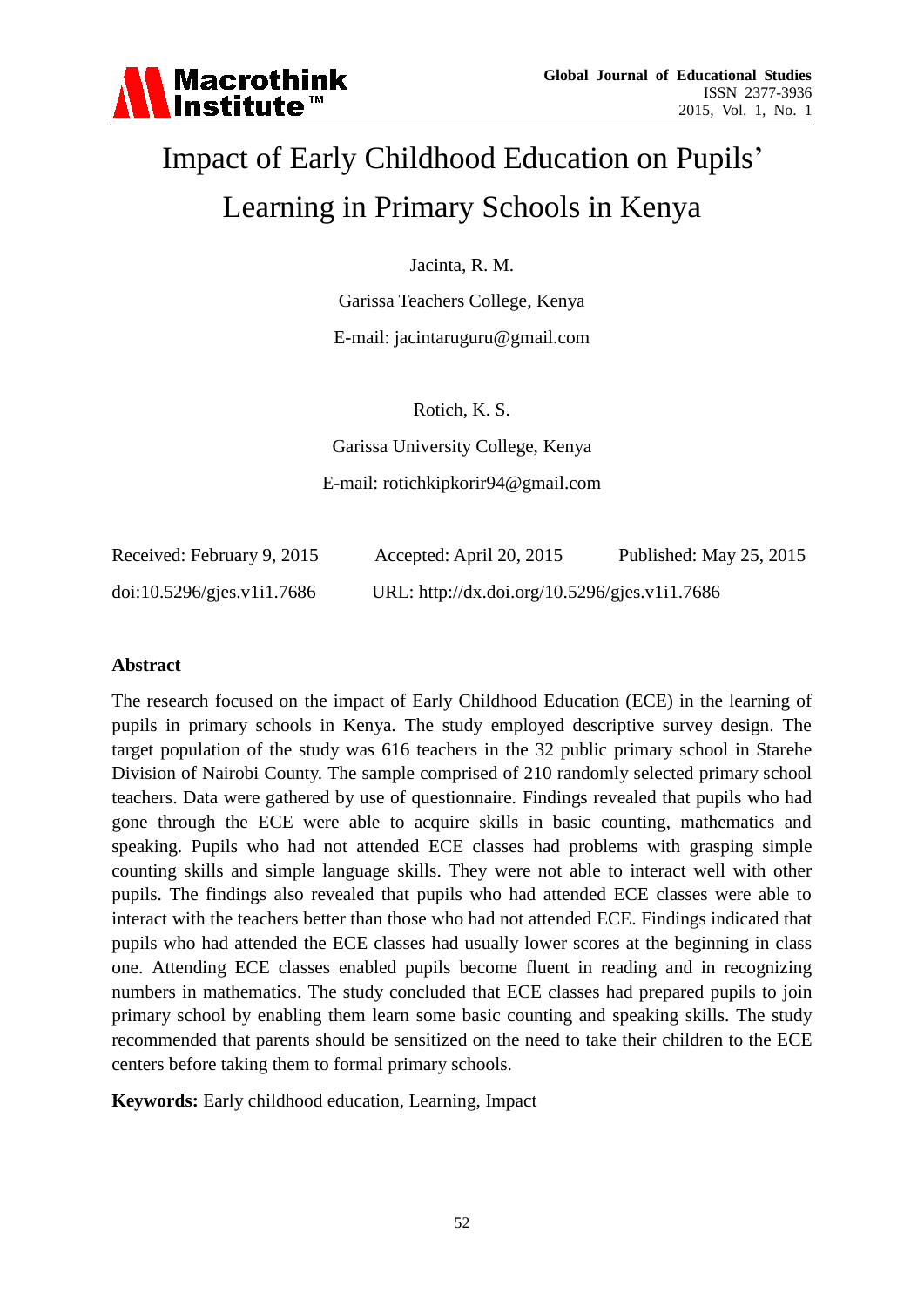# Impact of Early Childhood Education on Pupils' Learning in Primary Schools in Kenya

Jacinta, R. M.

Garissa Teachers College, Kenya

E-mail: jacintaruguru@gmail.com

Rotich, K. S.

Garissa University College, Kenya

E-mail: rotichkipkorir94@gmail.com

Received: February 9, 2015 Accepted: April 20, 2015 Published: May 25, 2015

doi:10.5296/gjes.v1i1.7686 URL: http://dx.doi.org/10.5296/gjes.v1i1.7686

## Abstract

The research focused on the impact of Early Childhood Education (ECE) in the learning of pupils in primary schools in Kenya. The study employed descriptive survey design. The target population of the study was 616 teachers in the 32 public primary school in Starehe Division of Nairobi County. The sample comprised of 210 randomly selected primary school teachers. Data were gathered by use of questionnaire. Findings revealed that pupils who had gone through the ECE were able to acquire skills in basic counting, mathematics and speaking. Pupils who had not attended ECE classes had problems with grasping simple counting skills and simple language skills. They were not able to interact well with other pupils. The findings also revealed that pupils who had attended ECE classes were able to interact with the teachers better than those who had not attended ECE. Findings indicated that pupils who had attended the ECE classes had usually lower scores at the beginning in class one. Attending ECE classes enabled pupils become fluent in reading and in recognizing numbers in mathematics. The study concluded that ECE classes had prepared pupils to join primary school by enabling them learn some basic counting and speaking skills. The study recommended that parents should be sensitized on the need to take their children to the ECE centers before taking them to formal primary schools.

**Keywords:** Early childhood education, Learning, Impact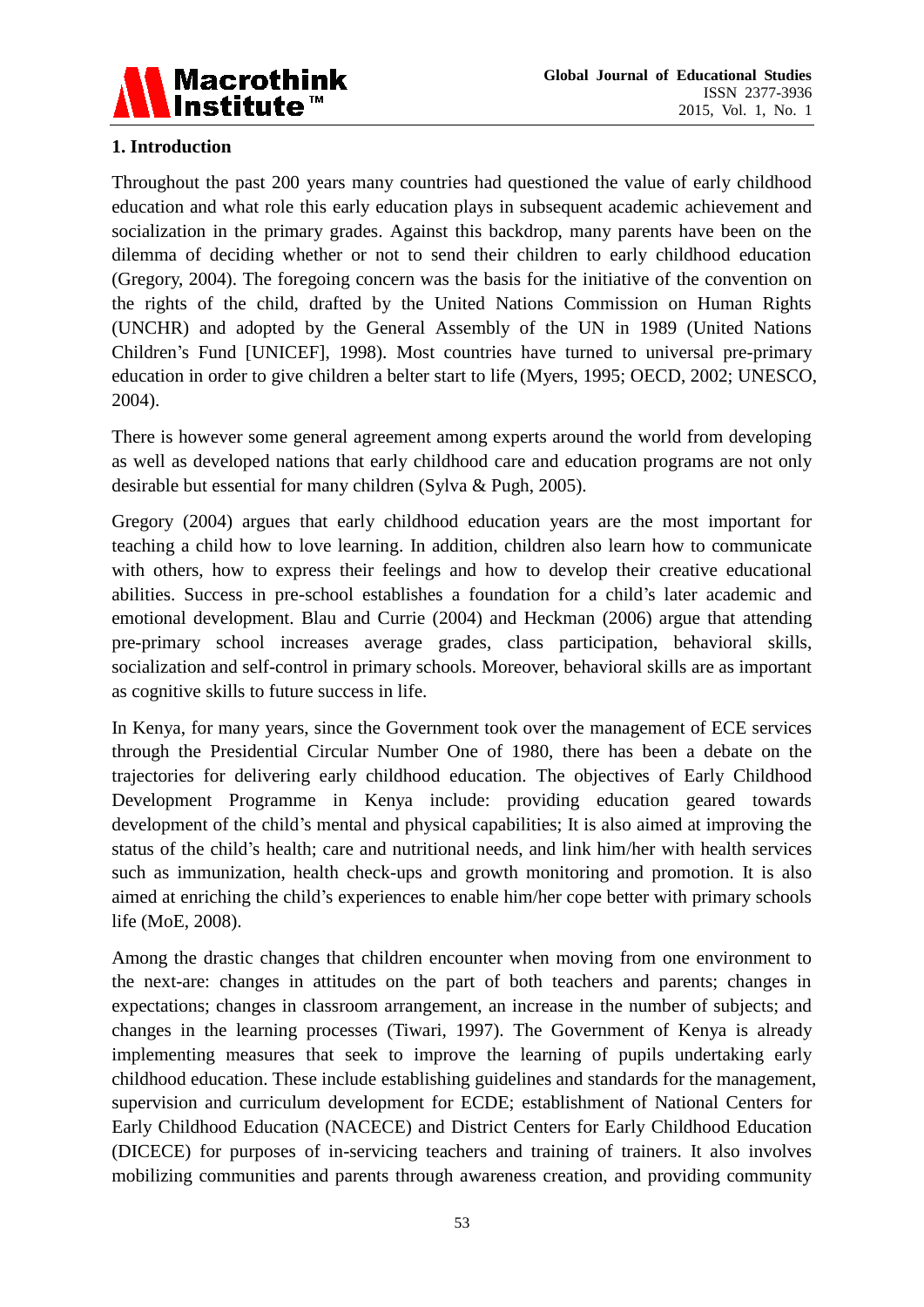## 1. Introduction

Throughout the past 200 years many countries had questioned the value of early childhood education and what role this early education plays in subsequent academic achievement and socialization in the primary grades. Against this backdrop, many parents have been on the dilemma of deciding whether or not to send their children to early childhood education (Gregory, 2004). The foregoing concern was the basis for the initiative of the convention on the rights of the child, drafted by the United Nations Commission on Human Rights (UNCHR) and adopted by the General Assembly of the UN in 1989 (United Nations Children's Fund [UNICEF], 1998). Most countries have turned to universal pre-primary education in order to give children a belter start to life (Myers, 1995; OECD, 2002; UNESCO, 2004).

There is however some general agreement among experts around the world from developing as well as developed nations that early childhood care and education programs are not only desirable but essential for many children (Sylva & Pugh, 2005).

Gregory (2004) argues that early childhood education years are the most important for teaching a child how to love learning. In addition, children also learn how to communicate with others, how to express their feelings and how to develop their creative educational abilities. Success in pre-school establishes a foundation for a child's later academic and emotional development. Blau and Currie (2004) and Heckman (2006) argue that attending pre-primary school increases average grades, class participation, behavioral skills, socialization and self-control in primary schools. Moreover, behavioral skills are as important as cognitive skills to future success in life.

In Kenya, for many years, since the Government took over the management of ECE services through the Presidential Circular Number One of 1980, there has been a debate on the trajectories for delivering early childhood education. The objectives of Early Childhood Development Programme in Kenya include: providing education geared towards development of the child's mental and physical capabilities; It is also aimed at improving the status of the child's health; care and nutritional needs, and link him/her with health services such as immunization, health check-ups and growth monitoring and promotion. It is also aimed at enriching the child's experiences to enable him/her cope better with primary schools life (MoE, 2008).

Among the drastic changes that children encounter when moving from one environment to the next-are: changes in attitudes on the part of both teachers and parents; changes in expectations; changes in classroom arrangement, an increase in the number of subjects; and changes in the learning processes (Tiwari, 1997). The Government of Kenya is already implementing measures that seek to improve the learning of pupils undertaking early childhood education. These include establishing guidelines and standards for the management, supervision and curriculum development for ECDE; establishment of National Centers for Early Childhood Education (NACECE) and District Centers for Early Childhood Education (DICECE) for purposes of in-servicing teachers and training of trainers. It also involves mobilizing communities and parents through awareness creation, and providing community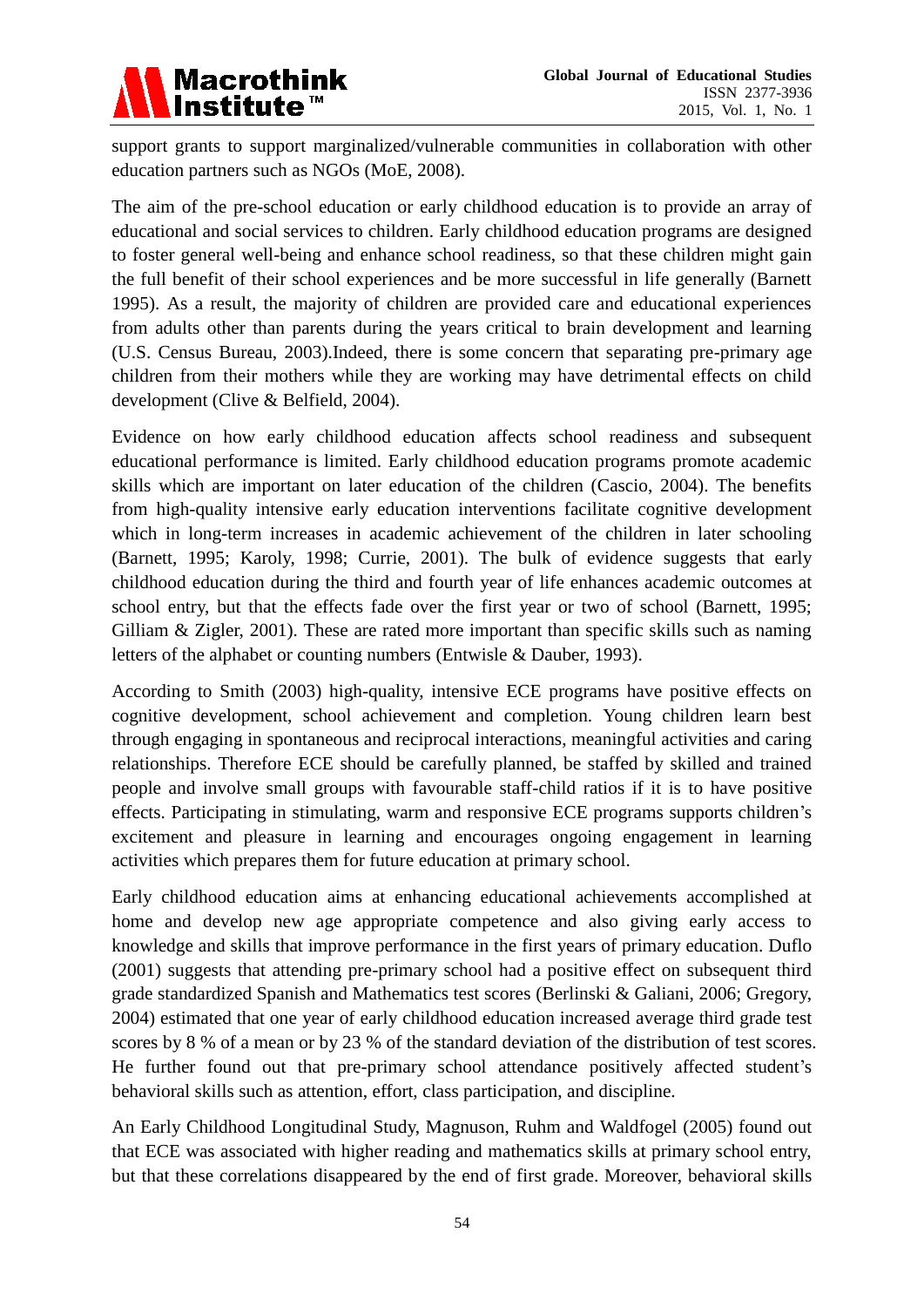support grants to support marginalized/vulnerable communities in collaboration with other education partners such as NGOs (MoE, 2008).

The aim of the pre-school education or early childhood education is to provide an array of educational and social services to children. Early childhood education programs are designed to foster general well-being and enhance school readiness, so that these children might gain the full benefit of their school experiences and be more successful in life generally (Barnett 1995). As a result, the majority of children are provided care and educational experiences from adults other than parents during the years critical to brain development and learning (U.S. Census Bureau, 2003).Indeed, there is some concern that separating pre-primary age children from their mothers while they are working may have detrimental effects on child development (Clive & Belfield, 2004).

Evidence on how early childhood education affects school readiness and subsequent educational performance is limited. Early childhood education programs promote academic skills which are important on later education of the children (Cascio, 2004). The benefits from high-quality intensive early education interventions facilitate cognitive development which in long-term increases in academic achievement of the children in later schooling (Barnett, 1995; Karoly, 1998; Currie, 2001). The bulk of evidence suggests that early childhood education during the third and fourth year of life enhances academic outcomes at school entry, but that the effects fade over the first year or two of school (Barnett, 1995; Gilliam & Zigler, 2001). These are rated more important than specific skills such as naming letters of the alphabet or counting numbers (Entwisle & Dauber, 1993).

According to Smith (2003) high-quality, intensive ECE programs have positive effects on cognitive development, school achievement and completion. Young children learn best through engaging in spontaneous and reciprocal interactions, meaningful activities and caring relationships. Therefore ECE should be carefully planned, be staffed by skilled and trained people and involve small groups with favourable staff-child ratios if it is to have positive effects. Participating in stimulating, warm and responsive ECE programs supports children's excitement and pleasure in learning and encourages ongoing engagement in learning activities which prepares them for future education at primary school.

Early childhood education aims at enhancing educational achievements accomplished at home and develop new age appropriate competence and also giving early access to knowledge and skills that improve performance in the first years of primary education. Duflo (2001) suggests that attending pre-primary school had a positive effect on subsequent third grade standardized Spanish and Mathematics test scores (Berlinski & Galiani, 2006; Gregory, 2004) estimated that one year of early childhood education increased average third grade test scores by 8 % of a mean or by 23 % of the standard deviation of the distribution of test scores. He further found out that pre-primary school attendance positively affected student's behavioral skills such as attention, effort, class participation, and discipline.

An Early Childhood Longitudinal Study, Magnuson, Ruhm and Waldfogel (2005) found out that ECE was associated with higher reading and mathematics skills at primary school entry, but that these correlations disappeared by the end of first grade. Moreover, behavioral skills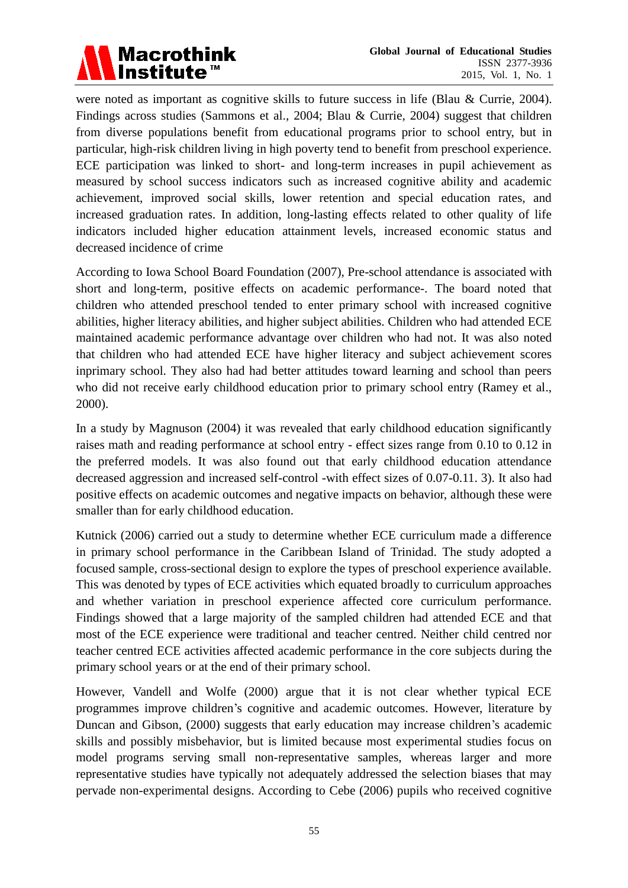were noted as important as cognitive skills to future success in life (Blau & Currie, 2004). Findings across studies (Sammons et al., 2004; Blau & Currie, 2004) suggest that children from diverse populations benefit from educational programs prior to school entry, but in particular, high-risk children living in high poverty tend to benefit from preschool experience. ECE participation was linked to short- and long-term increases in pupil achievement as measured by school success indicators such as increased cognitive ability and academic achievement, improved social skills, lower retention and special education rates, and increased graduation rates. In addition, long-lasting effects related to other quality of life indicators included higher education attainment levels, increased economic status and decreased incidence of crime

According to Iowa School Board Foundation (2007), Pre-school attendance is associated with short and long-term, positive effects on academic performance-. The board noted that children who attended preschool tended to enter primary school with increased cognitive abilities, higher literacy abilities, and higher subject abilities. Children who had attended ECE maintained academic performance advantage over children who had not. It was also noted that children who had attended ECE have higher literacy and subject achievement scores inprimary school. They also had had better attitudes toward learning and school than peers who did not receive early childhood education prior to primary school entry (Ramey et al., 2000).

In a study by Magnuson (2004) it was revealed that early childhood education significantly raises math and reading performance at school entry - effect sizes range from 0.10 to 0.12 in the preferred models. It was also found out that early childhood education attendance decreased aggression and increased self-control -with effect sizes of 0.07-0.11. 3). It also had positive effects on academic outcomes and negative impacts on behavior, although these were smaller than for early childhood education.

Kutnick (2006) carried out a study to determine whether ECE curriculum made a difference in primary school performance in the Caribbean Island of Trinidad. The study adopted a focused sample, cross-sectional design to explore the types of preschool experience available. This was denoted by types of ECE activities which equated broadly to curriculum approaches and whether variation in preschool experience affected core curriculum performance. Findings showed that a large majority of the sampled children had attended ECE and that most of the ECE experience were traditional and teacher centred. Neither child centred nor teacher centred ECE activities affected academic performance in the core subjects during the primary school years or at the end of their primary school.

However, Vandell and Wolfe (2000) argue that it is not clear whether typical ECE programmes improve children's cognitive and academic outcomes. However, literature by Duncan and Gibson, (2000) suggests that early education may increase children's academic skills and possibly misbehavior, but is limited because most experimental studies focus on model programs serving small non-representative samples, whereas larger and more representative studies have typically not adequately addressed the selection biases that may pervade non-experimental designs. According to Cebe (2006) pupils who received cognitive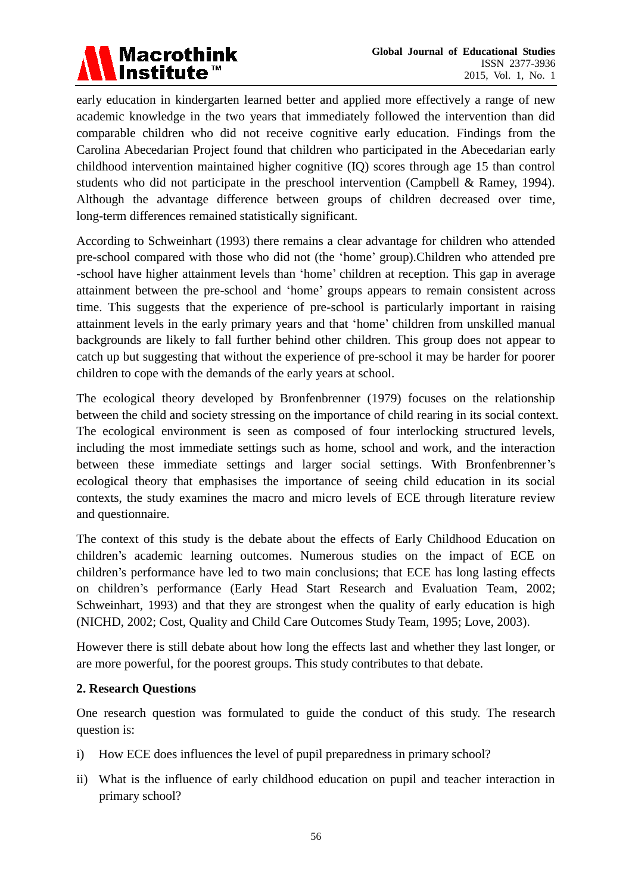early education in kindergarten learned better and applied more effectively a range of new academic knowledge in the two years that immediately followed the intervention than did comparable children who did not receive cognitive early education. Findings from the Carolina Abecedarian Project found that children who participated in the Abecedarian early childhood intervention maintained higher cognitive (IQ) scores through age 15 than control students who did not participate in the preschool intervention (Campbell & Ramey, 1994). Although the advantage difference between groups of children decreased over time, long-term differences remained statistically significant.

According to Schweinhart (1993) there remains a clear advantage for children who attended pre-school compared with those who did not (the 'home' group).Children who attended pre -school have higher attainment levels than 'home' children at reception. This gap in average attainment between the pre-school and 'home' groups appears to remain consistent across time. This suggests that the experience of pre-school is particularly important in raising attainment levels in the early primary years and that 'home' children from unskilled manual backgrounds are likely to fall further behind other children. This group does not appear to catch up but suggesting that without the experience of pre-school it may be harder for poorer children to cope with the demands of the early years at school.

The ecological theory developed by Bronfenbrenner (1979) focuses on the relationship between the child and society stressing on the importance of child rearing in its social context. The ecological environment is seen as composed of four interlocking structured levels, including the most immediate settings such as home, school and work, and the interaction between these immediate settings and larger social settings. With Bronfenbrenner's ecological theory that emphasises the importance of seeing child education in its social contexts, the study examines the macro and micro levels of ECE through literature review and questionnaire.

The context of this study is the debate about the effects of Early Childhood Education on children's academic learning outcomes. Numerous studies on the impact of ECE on children's performance have led to two main conclusions; that ECE has long lasting effects on children's performance (Early Head Start Research and Evaluation Team, 2002; Schweinhart, 1993) and that they are strongest when the quality of early education is high (NICHD, 2002; Cost, Quality and Child Care Outcomes Study Team, 1995; Love, 2003).

However there is still debate about how long the effects last and whether they last longer, or are more powerful, for the poorest groups. This study contributes to that debate.

## 2. Research Questions

One research question was formulated to guide the conduct of this study. The research question is:

i) How ECE does influences the level of pupil preparedness in primary school?

ii) What is the influence of early childhood education on pupil and teacher interaction in primary school?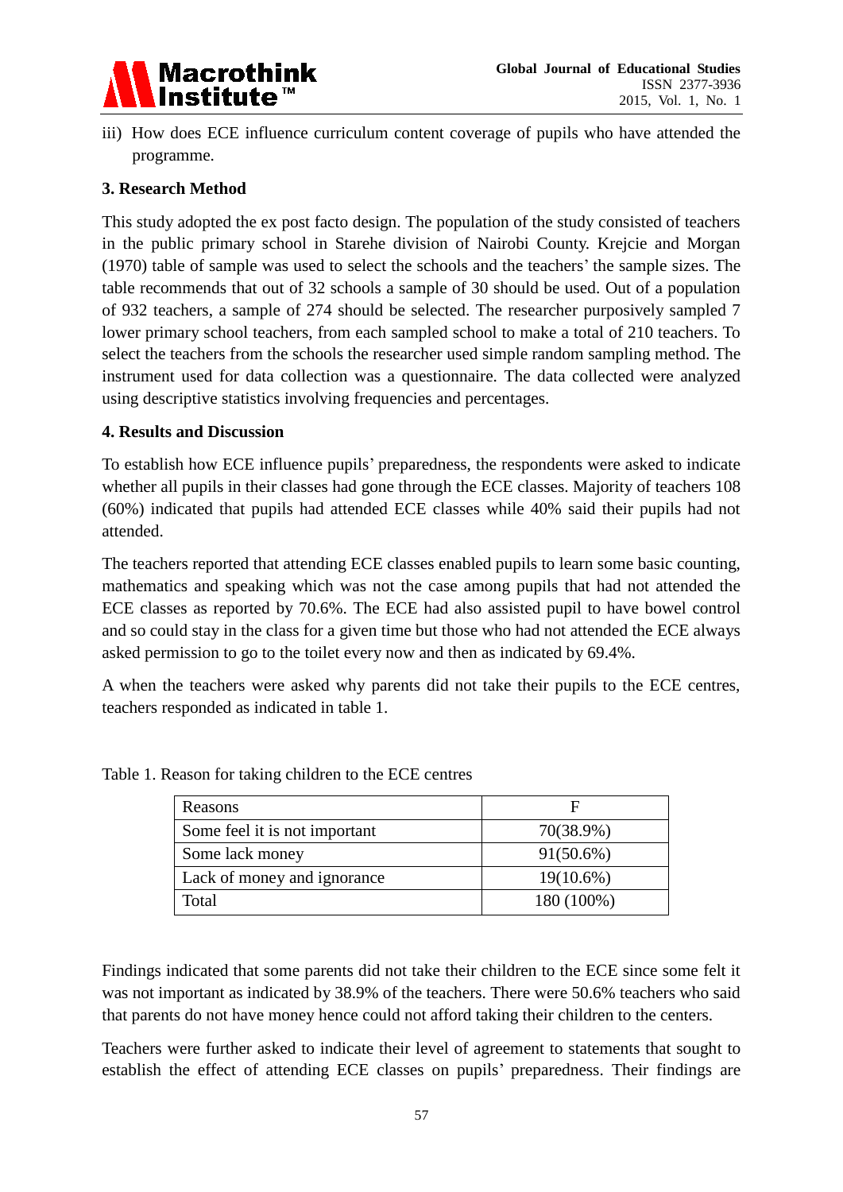iii) How does ECE influence curriculum content coverage of pupils who have attended the programme.

## 3. Research Method

This study adopted the ex post facto design. The population of the study consisted of teachers in the public primary school in Starehe division of Nairobi County. Krejcie and Morgan (1970) table of sample was used to select the schools and the teachers' the sample sizes. The table recommends that out of 32 schools a sample of 30 should be used. Out of a population of 932 teachers, a sample of 274 should be selected. The researcher purposively sampled 7 lower primary school teachers, from each sampled school to make a total of 210 teachers. To select the teachers from the schools the researcher used simple random sampling method. The instrument used for data collection was a questionnaire. The data collected were analyzed using descriptive statistics involving frequencies and percentages.

## 4. Results and Discussion

To establish how ECE influence pupils' preparedness, the respondents were asked to indicate whether all pupils in their classes had gone through the ECE classes. Majority of teachers 108 (60%) indicated that pupils had attended ECE classes while 40% said their pupils had not attended.

The teachers reported that attending ECE classes enabled pupils to learn some basic counting, mathematics and speaking which was not the case among pupils that had not attended the ECE classes as reported by 70.6%. The ECE had also assisted pupil to have bowel control and so could stay in the class for a given time but those who had not attended the ECE always asked permission to go to the toilet every now and then as indicated by 69.4%.

A when the teachers were asked why parents did not take their pupils to the ECE centres, teachers responded as indicated in table 1.

Table 1. Reason for taking children to the ECE centres

| Reasons | F |
|---|---|
| Some feel it is not important | 70(38.9%) |
| Some lack money | 91(50.6%) |
| Lack of money and ignorance | 19(10.6%) |
| Total | 180 (100%) |

Findings indicated that some parents did not take their children to the ECE since some felt it was not important as indicated by 38.9% of the teachers. There were 50.6% teachers who said that parents do not have money hence could not afford taking their children to the centers.

Teachers were further asked to indicate their level of agreement to statements that sought to establish the effect of attending ECE classes on pupils' preparedness. Their findings are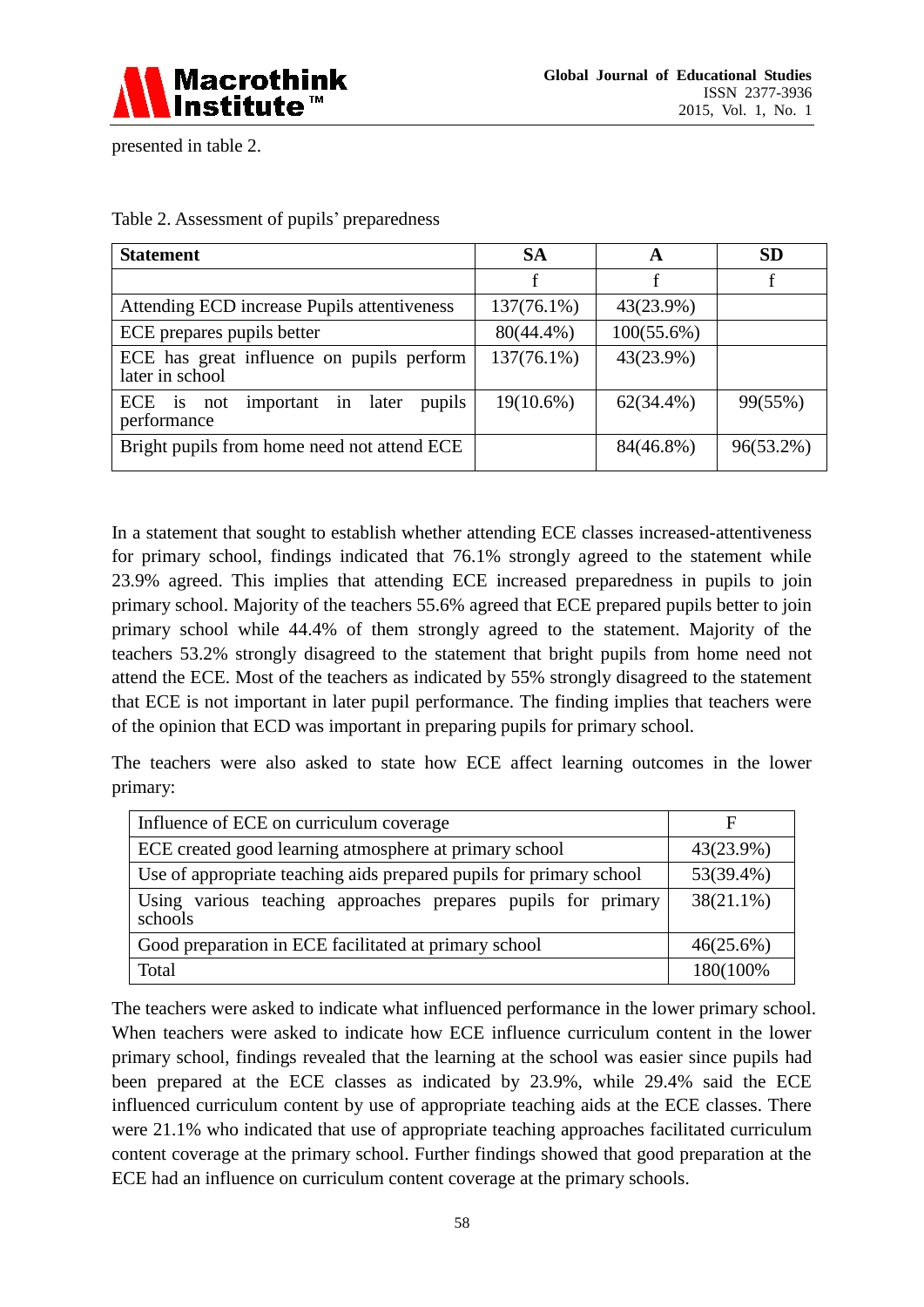presented in table 2.

Table 2. Assessment of pupils' preparedness

| Statement | SA | A | SD |
|---|---|---|---|
| | f | f | f |
| Attending ECD increase Pupils attentiveness | 137(76.1%) | 43(23.9%) | |
| ECE prepares pupils better | 80(44.4%) | 100(55.6%) | |
| ECE has great influence on pupils perform later in school | 137(76.1%) | 43(23.9%) | |
| ECE is not important in later pupils performance | 19(10.6%) | 62(34.4%) | 99(55%) |
| Bright pupils from home need not attend ECE | | 84(46.8%) | 96(53.2%) |

In a statement that sought to establish whether attending ECE classes increased-attentiveness for primary school, findings indicated that 76.1% strongly agreed to the statement while 23.9% agreed. This implies that attending ECE increased preparedness in pupils to join primary school. Majority of the teachers 55.6% agreed that ECE prepared pupils better to join primary school while 44.4% of them strongly agreed to the statement. Majority of the teachers 53.2% strongly disagreed to the statement that bright pupils from home need not attend the ECE. Most of the teachers as indicated by 55% strongly disagreed to the statement that ECE is not important in later pupil performance. The finding implies that teachers were of the opinion that ECD was important in preparing pupils for primary school.

The teachers were also asked to state how ECE affect learning outcomes in the lower primary:

| Influence of ECE on curriculum coverage | F |
|---|---|
| ECE created good learning atmosphere at primary school | 43(23.9%) |
| Use of appropriate teaching aids prepared pupils for primary school | 53(39.4%) |
| Using various teaching approaches prepares pupils for primary schools | 38(21.1%) |
| Good preparation in ECE facilitated at primary school | 46(25.6%) |
| Total | 180(100% |

The teachers were asked to indicate what influenced performance in the lower primary school. When teachers were asked to indicate how ECE influence curriculum content in the lower primary school, findings revealed that the learning at the school was easier since pupils had been prepared at the ECE classes as indicated by 23.9%, while 29.4% said the ECE influenced curriculum content by use of appropriate teaching aids at the ECE classes. There were 21.1% who indicated that use of appropriate teaching approaches facilitated curriculum content coverage at the primary school. Further findings showed that good preparation at the ECE had an influence on curriculum content coverage at the primary schools.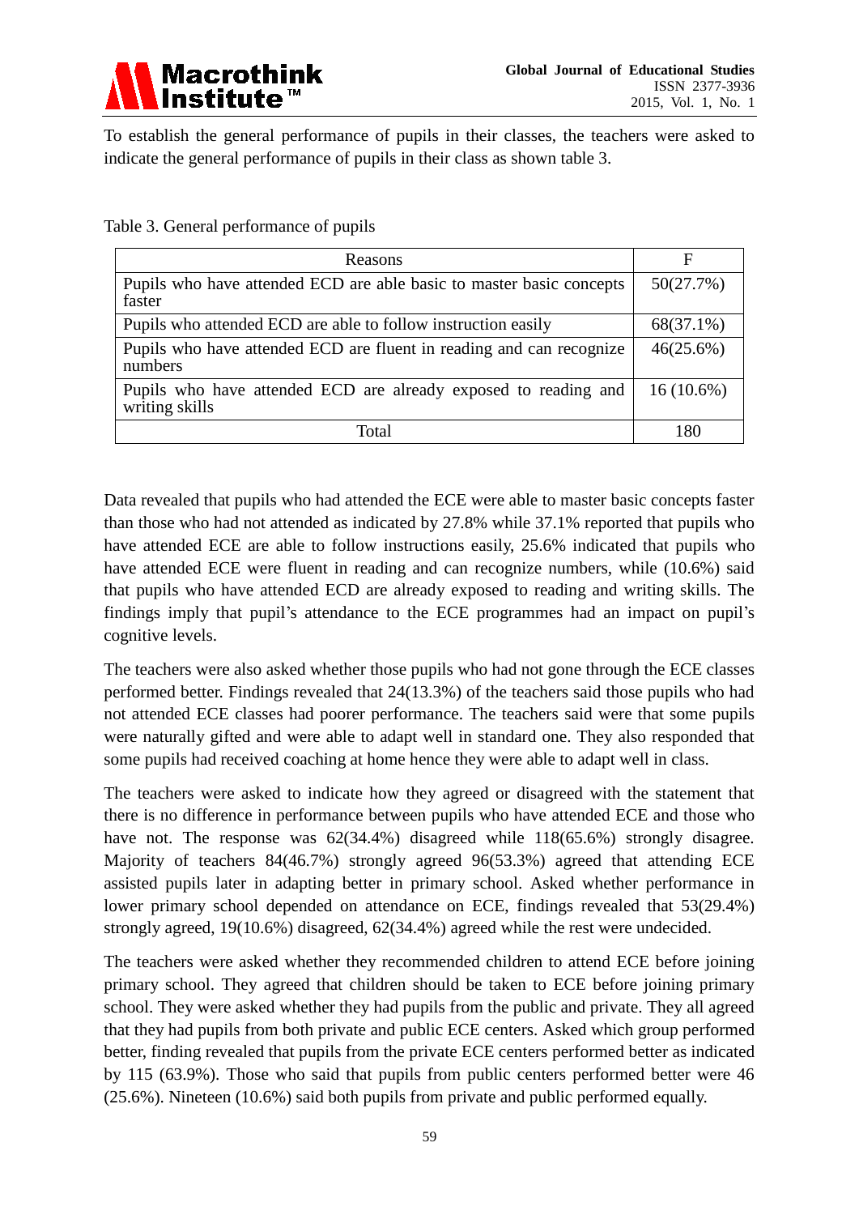To establish the general performance of pupils in their classes, the teachers were asked to indicate the general performance of pupils in their class as shown table 3.

Table 3. General performance of pupils

| Reasons | F |
|---|---|
| Pupils who have attended ECD are able basic to master basic concepts faster | 50(27.7%) |
| Pupils who attended ECD are able to follow instruction easily | 68(37.1%) |
| Pupils who have attended ECD are fluent in reading and can recognize numbers | 46(25.6%) |
| Pupils who have attended ECD are already exposed to reading and writing skills | 16 (10.6%) |
| Total | 180 |

Data revealed that pupils who had attended the ECE were able to master basic concepts faster than those who had not attended as indicated by 27.8% while 37.1% reported that pupils who have attended ECE are able to follow instructions easily, 25.6% indicated that pupils who have attended ECE were fluent in reading and can recognize numbers, while (10.6%) said that pupils who have attended ECD are already exposed to reading and writing skills. The findings imply that pupil's attendance to the ECE programmes had an impact on pupil's cognitive levels.

The teachers were also asked whether those pupils who had not gone through the ECE classes performed better. Findings revealed that 24(13.3%) of the teachers said those pupils who had not attended ECE classes had poorer performance. The teachers said were that some pupils were naturally gifted and were able to adapt well in standard one. They also responded that some pupils had received coaching at home hence they were able to adapt well in class.

The teachers were asked to indicate how they agreed or disagreed with the statement that there is no difference in performance between pupils who have attended ECE and those who have not. The response was 62(34.4%) disagreed while 118(65.6%) strongly disagree. Majority of teachers 84(46.7%) strongly agreed 96(53.3%) agreed that attending ECE assisted pupils later in adapting better in primary school. Asked whether performance in lower primary school depended on attendance on ECE, findings revealed that 53(29.4%) strongly agreed, 19(10.6%) disagreed, 62(34.4%) agreed while the rest were undecided.

The teachers were asked whether they recommended children to attend ECE before joining primary school. They agreed that children should be taken to ECE before joining primary school. They were asked whether they had pupils from the public and private. They all agreed that they had pupils from both private and public ECE centers. Asked which group performed better, finding revealed that pupils from the private ECE centers performed better as indicated by 115 (63.9%). Those who said that pupils from public centers performed better were 46 (25.6%). Nineteen (10.6%) said both pupils from private and public performed equally.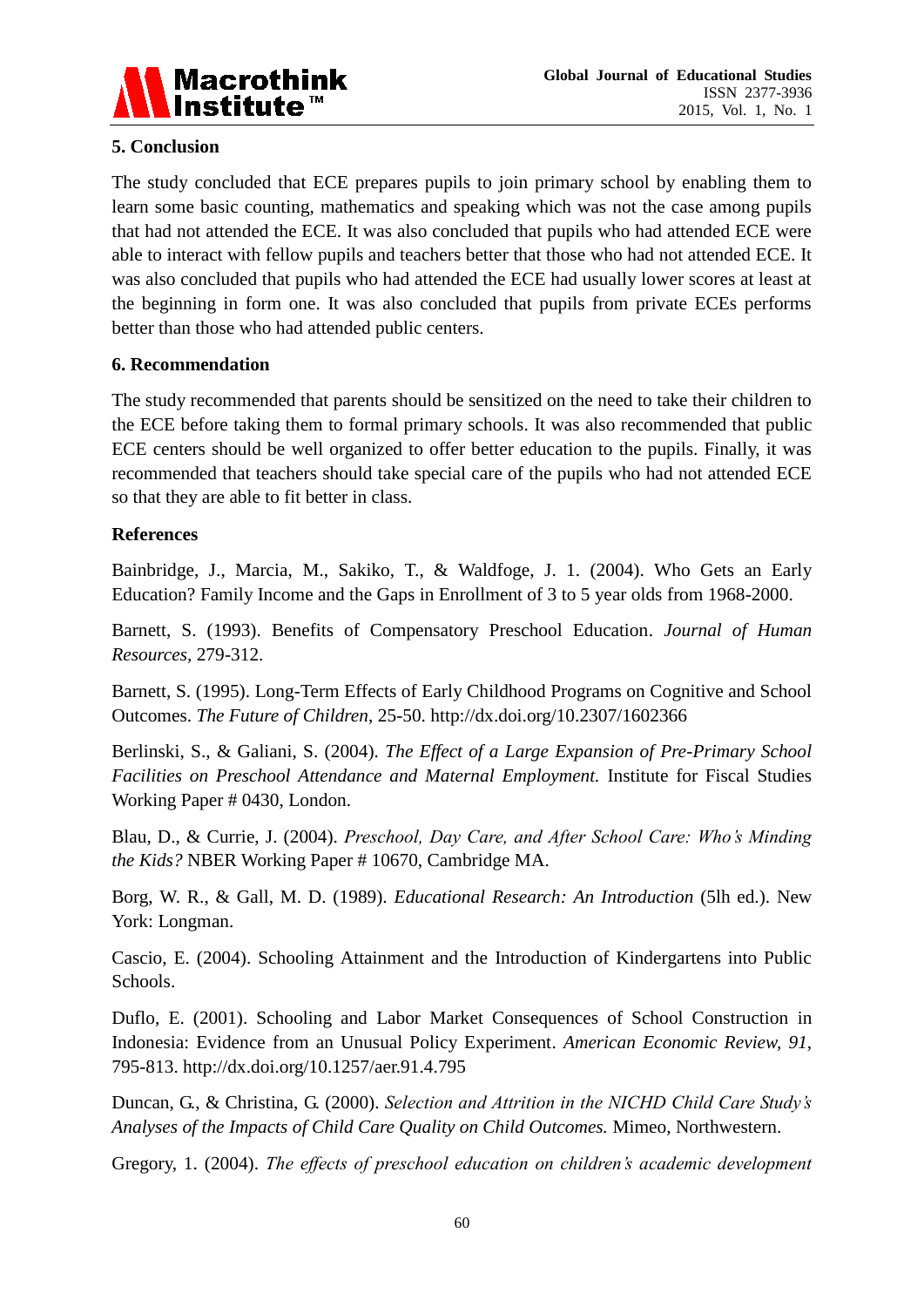## 5. Conclusion

The study concluded that ECE prepares pupils to join primary school by enabling them to learn some basic counting, mathematics and speaking which was not the case among pupils that had not attended the ECE. It was also concluded that pupils who had attended ECE were able to interact with fellow pupils and teachers better that those who had not attended ECE. It was also concluded that pupils who had attended the ECE had usually lower scores at least at the beginning in form one. It was also concluded that pupils from private ECEs performs better than those who had attended public centers.

## 6. Recommendation

The study recommended that parents should be sensitized on the need to take their children to the ECE before taking them to formal primary schools. It was also recommended that public ECE centers should be well organized to offer better education to the pupils. Finally, it was recommended that teachers should take special care of the pupils who had not attended ECE so that they are able to fit better in class.

## References

Bainbridge, J., Marcia, M., Sakiko, T., & Waldfoge, J. 1. (2004). Who Gets an Early Education? Family Income and the Gaps in Enrollment of 3 to 5 year olds from 1968-2000.

Barnett, S. (1993). Benefits of Compensatory Preschool Education. *Journal of Human Resources*, 279-312.

Barnett, S. (1995). Long-Term Effects of Early Childhood Programs on Cognitive and School Outcomes. *The Future of Children*, 25-50. http://dx.doi.org/10.2307/1602366

Berlinski, S., & Galiani, S. (2004). *The Effect of a Large Expansion of Pre-Primary School Facilities on Preschool Attendance and Maternal Employment.* Institute for Fiscal Studies Working Paper # 0430, London.

Blau, D., & Currie, J. (2004). *Preschool, Day Care, and After School Care: Who's Minding the Kids?* NBER Working Paper # 10670, Cambridge MA.

Borg, W. R., & Gall, M. D. (1989). *Educational Research: An Introduction* (5lh ed.). New York: Longman.

Cascio, E. (2004). Schooling Attainment and the Introduction of Kindergartens into Public Schools.

Duflo, E. (2001). Schooling and Labor Market Consequences of School Construction in Indonesia: Evidence from an Unusual Policy Experiment. *American Economic Review*, *91*, 795-813. http://dx.doi.org/10.1257/aer.91.4.795

Duncan, G., & Christina, G. (2000). *Selection and Attrition in the NICHD Child Care Study's Analyses of the Impacts of Child Care Quality on Child Outcomes.* Mimeo, Northwestern.

Gregory, 1. (2004). *The effects of preschool education on children's academic development*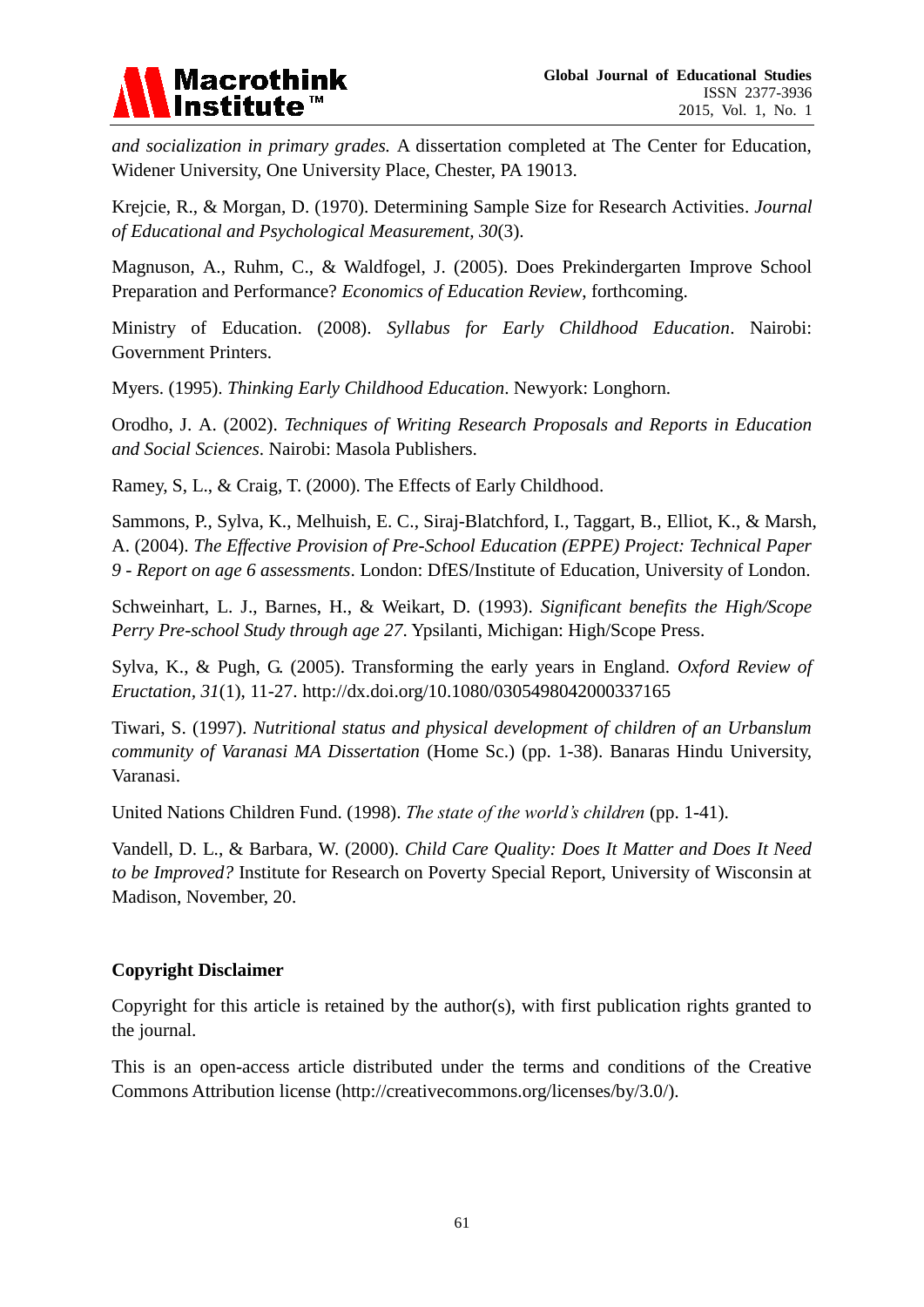*and socialization in primary grades.* A dissertation completed at The Center for Education, Widener University, One University Place, Chester, PA 19013.

Krejcie, R., & Morgan, D. (1970). Determining Sample Size for Research Activities. *Journal of Educational and Psychological Measurement, 30*(3).

Magnuson, A., Ruhm, C., & Waldfogel, J. (2005). Does Prekindergarten Improve School Preparation and Performance? *Economics of Education Review*, forthcoming.

Ministry of Education. (2008). *Syllabus for Early Childhood Education*. Nairobi: Government Printers.

Myers. (1995). *Thinking Early Childhood Education*. Newyork: Longhorn.

Orodho, J. A. (2002). *Techniques of Writing Research Proposals and Reports in Education and Social Sciences*. Nairobi: Masola Publishers.

Ramey, S, L., & Craig, T. (2000). The Effects of Early Childhood.

Sammons, P., Sylva, K., Melhuish, E. C., Siraj-Blatchford, I., Taggart, B., Elliot, K., & Marsh, A. (2004). *The Effective Provision of Pre-School Education (EPPE) Project: Technical Paper 9 - Report on age 6 assessments*. London: DfES/Institute of Education, University of London.

Schweinhart, L. J., Barnes, H., & Weikart, D. (1993). *Significant benefits the High/Scope Perry Pre-school Study through age 27*. Ypsilanti, Michigan: High/Scope Press.

Sylva, K., & Pugh, G. (2005). Transforming the early years in England. *Oxford Review of Eructation, 31*(1), 11-27. http://dx.doi.org/10.1080/0305498042000337165

Tiwari, S. (1997). *Nutritional status and physical development of children of an Urbanslum community of Varanasi MA Dissertation* (Home Sc.) (pp. 1-38). Banaras Hindu University, Varanasi.

United Nations Children Fund. (1998). *The state of the world's children* (pp. 1-41).

Vandell, D. L., & Barbara, W. (2000). *Child Care Quality: Does It Matter and Does It Need to be Improved?* Institute for Research on Poverty Special Report, University of Wisconsin at Madison, November, 20.

**Copyright Disclaimer**

Copyright for this article is retained by the author(s), with first publication rights granted to the journal.

This is an open-access article distributed under the terms and conditions of the Creative Commons Attribution license (http://creativecommons.org/licenses/by/3.0/).